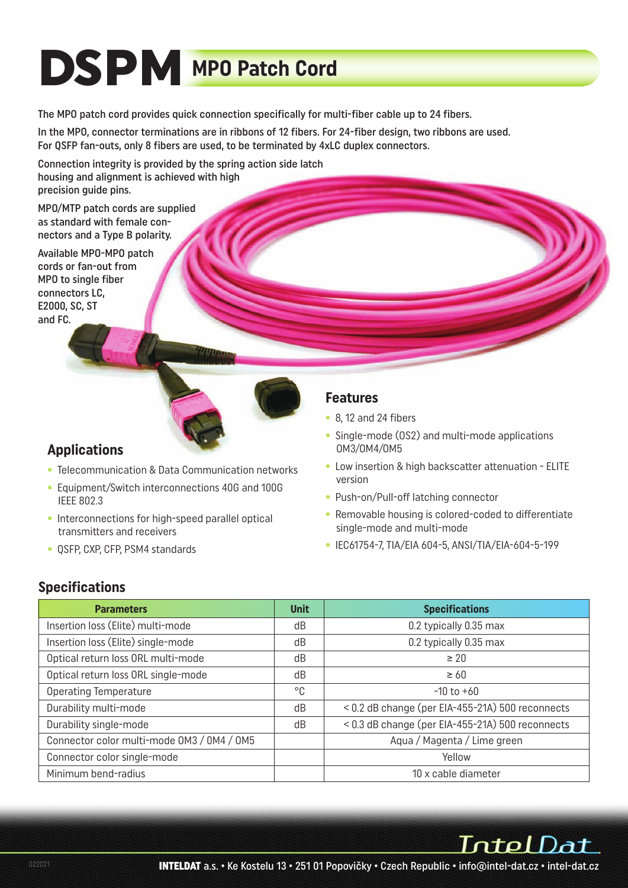# DSPM MPO Patch Cord

The MPO patch cord provides quick connection specifically for multi-fiber cable up to 24 fibers.

In the MPO, connector terminations are in ribbons of 12 fibers. For 24-fiber design, two ribbons are used. For QSFP fan-outs, only 8 fibers are used, to be terminated by 4xLC duplex connectors.

Connection integrity is provided by the spring action side latch housing and alignment is achieved with high precision guide pins.

MPO/MTP patch cords are supplied as standard with female connectors and a Type B polarity.

Available MPO-MPO patch cords or fan-out from MPO to single fiber connectors LC, E2000, SC, ST and FC.

## Applications

- Telecommunication & Data Communication networks
- Equipment/Switch interconnections 40G and 100G IEEE 802.3
- Interconnections for high-speed parallel optical transmitters and receivers
- QSFP, CXP, CFP, PSM4 standards

## Features

- 8, 12 and 24 fibers
- Single-mode (OS2) and multi-mode applications OM3/OM4/OM5
- Low insertion & high backscatter attenuation - ELITE version
- Push-on/Pull-off latching connector
- Removable housing is colored-coded to differentiate single-mode and multi-mode
- IEC61754-7, TIA/EIA 604-5, ANSI/TIA/EIA-604-5-199

## Specifications

| Parameters | Unit | Specifications |
|---|---|---|
| Insertion loss (Elite) multi-mode | dB | 0.2 typically 0.35 max |
| Insertion loss (Elite) single-mode | dB | 0.2 typically 0.35 max |
| Optical return loss ORL multi-mode | dB | ≥ 20 |
| Optical return loss ORL single-mode | dB | ≥ 60 |
| Operating Temperature | °C | -10 to +60 |
| Durability multi-mode | dB | < 0.2 dB change (per EIA-455-21A) 500 reconnects |
| Durability single-mode | dB | < 0.3 dB change (per EIA-455-21A) 500 reconnects |
| Connector color multi-mode OM3 / OM4 / OM5 | | Aqua / Magenta / Lime green |
| Connector color single-mode | | Yellow |
| Minimum bend-radius | | 10 x cable diameter |

IntelDat

**INTELDAT** a.s. • Ke Kostelu 13 • 251 01 Popovičky • Czech Republic • info@intel-dat.cz • intel-dat.cz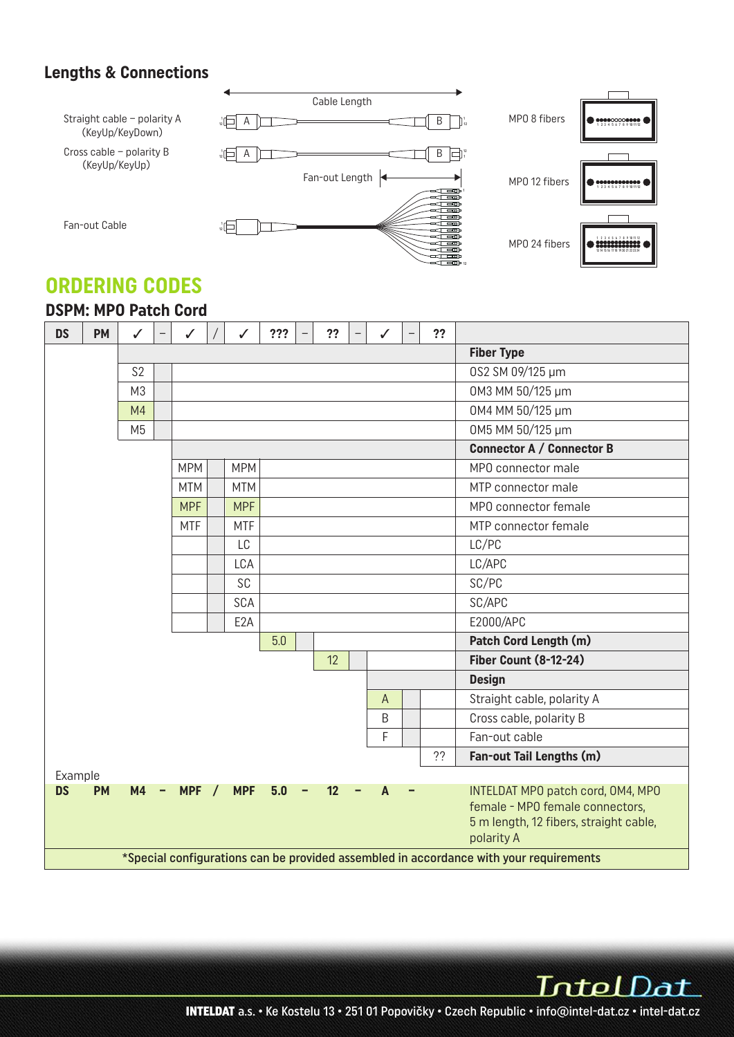## Lengths & Connections

Cable Length

Straight cable – polarity A (KeyUp/KeyDown)

Cross cable – polarity B (KeyUp/KeyUp)

Fan-out Length

Fan-out Cable

MPO 8 fibers

MPO 12 fibers

MPO 24 fibers

# ORDERING CODES

## DSPM: MPO Patch Cord

| DS | PM | ✓ | – | ✓ | / | ✓ | ??? | – | ?? | – | ✓ | – | ?? | |
|---|---|---|---|---|---|---|---|---|---|---|---|---|---|---|
| | | | | | | | | | | | | | | **Fiber Type** |
| | | S2 | | | | | | | | | | | | OS2 SM 09/125 µm |
| | | M3 | | | | | | | | | | | | OM3 MM 50/125 µm |
| | | M4 | | | | | | | | | | | | OM4 MM 50/125 µm |
| | | M5 | | | | | | | | | | | | OM5 MM 50/125 µm |
| | | | | | | | | | | | | | | **Connector A / Connector B** |
| | | | | MPM | | MPM | | | | | | | | MPO connector male |
| | | | | MTM | | MTM | | | | | | | | MTP connector male |
| | | | | MPF | | MPF | | | | | | | | MPO connector female |
| | | | | MTF | | MTF | | | | | | | | MTP connector female |
| | | | | | | LC | | | | | | | | LC/PC |
| | | | | | | LCA | | | | | | | | LC/APC |
| | | | | | | SC | | | | | | | | SC/PC |
| | | | | | | SCA | | | | | | | | SC/APC |
| | | | | | | E2A | | | | | | | | E2000/APC |
| | | | | | | | 5.0 | | | | | | | **Patch Cord Length (m)** |
| | | | | | | | | | 12 | | | | | **Fiber Count (8-12-24)** |
| | | | | | | | | | | | | | | **Design** |
| | | | | | | | | | | | A | | | Straight cable, polarity A |
| | | | | | | | | | | | B | | | Cross cable, polarity B |
| | | | | | | | | | | | F | | | Fan-out cable |
| | | | | | | | | | | | | | ?? | **Fan-out Tail Lengths (m)** |
| Example | | | | | | | | | | | | | | |
| **DS** | **PM** | **M4** | **–** | **MPF** | **/** | **MPF** | **5.0** | **–** | **12** | **–** | **A** | **–** | | INTELDAT MPO patch cord, OM4, MPO female - MPO female connectors, 5 m length, 12 fibers, straight cable, polarity A |

*Special configurations can be provided assembled in accordance with your requirements

**INTELDAT** a.s. • Ke Kostelu 13 • 251 01 Popovičky • Czech Republic • info@intel-dat.cz • intel-dat.cz